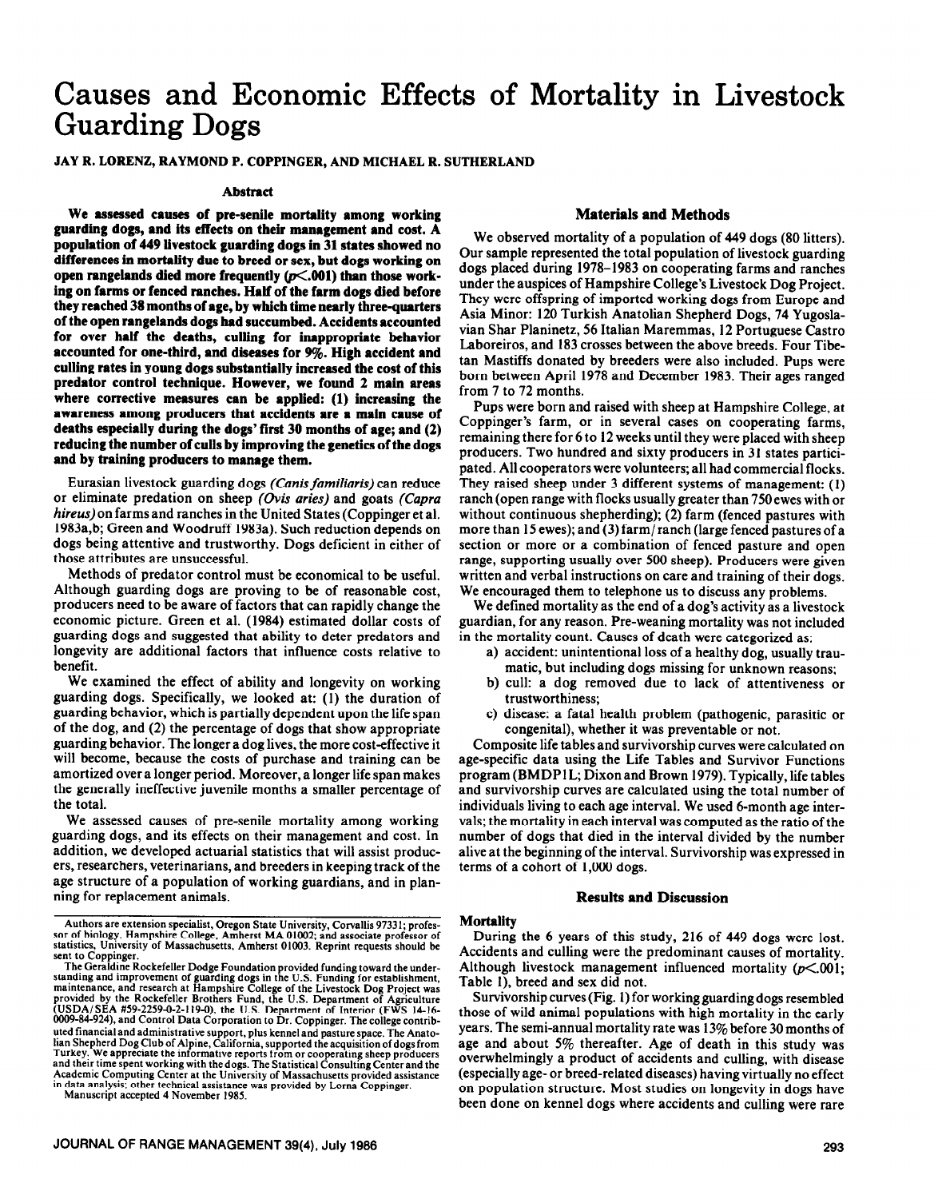# Causes and Economic Effects of Mortality in Livestock Guarding Dogs

**JAY R. LORENZ, RAYMOND P. COPPINGER, AND MICHAEL R. SUTHERLAND**

## Abstract

**We assessed causes of pre-senile mortality among working guarding dogs, and its effects on their management and cost. A population of 449 livestock guarding dogs in 31 states showed no differences in mortality due to breed or sex, but dogs working on open rangelands died more frequently ($p<.001$) than those working on farms or fenced ranches. Half of the farm dogs died before they reached 38 months of age, by which time nearly three-quarters of the open rangelands dogs had succumbed. Accidents accounted for over half the deaths, culling for inappropriate behavior accounted for one-third, and diseases for 9%. High accident and culling rates in young dogs substantially increased the cost of this predator control technique. However, we found 2 main areas where corrective measures can be applied: (1) increasing the awareness among producers that accidents are a main cause of deaths especially during the dogs' first 30 months of age; and (2) reducing the number of culls by improving the genetics of the dogs and by training producers to manage them.**

Eurasian livestock guarding dogs *(Canis familiaris)* can reduce or eliminate predation on sheep *(Ovis aries)* and goats *(Capra hireus)* on farms and ranches in the United States (Coppinger et al. 1983a,b; Green and Woodruff 1983a). Such reduction depends on dogs being attentive and trustworthy. Dogs deficient in either of those attributes are unsuccessful.

Methods of predator control must be economical to be useful. Although guarding dogs are proving to be of reasonable cost, producers need to be aware of factors that can rapidly change the economic picture. Green et al. (1984) estimated dollar costs of guarding dogs and suggested that ability to deter predators and longevity are additional factors that influence costs relative to benefit.

We examined the effect of ability and longevity on working guarding dogs. Specifically, we looked at: (1) the duration of guarding behavior, which is partially dependent upon the life span of the dog, and (2) the percentage of dogs that show appropriate guarding behavior. The longer a dog lives, the more cost-effective it will become, because the costs of purchase and training can be amortized over a longer period. Moreover, a longer life span makes the generally ineffective juvenile months a smaller percentage of the total.

We assessed causes of pre-senile mortality among working guarding dogs, and its effects on their management and cost. In addition, we developed actuarial statistics that will assist producers, researchers, veterinarians, and breeders in keeping track of the age structure of a population of working guardians, and in planning for replacement animals.

Authors are extension specialist, Oregon State University, Corvallis 97331; professor of biology, Hampshire College, Amherst MA 01002; and associate professor of statistics, University of Massachusetts, Amherst 01003. Reprint requests should be sent to Coppinger.

The Geraldine Rockefeller Dodge Foundation provided funding toward the understanding and improvement of guarding dogs in the U.S. Funding for establishment, maintenance, and research at Hampshire College of the Livestock Dog Project was provided by the Rockefeller Brothers Fund, the U.S. Department of Agriculture (USDA/SEA #59-2259-0-2-119-0), the U.S. Department of Interior (FWS 14-16-0009-84-924), and Control Data Corporation to Dr. Coppinger. The college contributed financial and administrative support, plus kennel and pasture space. The Anatolian Shepherd Dog Club of Alpine, California, supported the acquisition of dogs from Turkey. We appreciate the informative reports from or cooperating sheep producers and their time spent working with the dogs. The Statistical Consulting Center and the Academic Computing Center at the University of Massachusetts provided assistance in data analysis; other technical assistance was provided by Lorna Coppinger.

Manuscript accepted 4 November 1985.

## Materials and Methods

We observed mortality of a population of 449 dogs (80 litters). Our sample represented the total population of livestock guarding dogs placed during 1978–1983 on cooperating farms and ranches under the auspices of Hampshire College's Livestock Dog Project. They were offspring of imported working dogs from Europe and Asia Minor: 120 Turkish Anatolian Shepherd Dogs, 74 Yugoslavian Shar Planinetz, 56 Italian Maremmas, 12 Portuguese Castro Laboreiros, and 183 crosses between the above breeds. Four Tibetan Mastiffs donated by breeders were also included. Pups were born between April 1978 and December 1983. Their ages ranged from 7 to 72 months.

Pups were born and raised with sheep at Hampshire College, at Coppinger's farm, or in several cases on cooperating farms, remaining there for 6 to 12 weeks until they were placed with sheep producers. Two hundred and sixty producers in 31 states participated. All cooperators were volunteers; all had commercial flocks. They raised sheep under 3 different systems of management: (1) ranch (open range with flocks usually greater than 750 ewes with or without continuous shepherding); (2) farm (fenced pastures with more than 15 ewes); and (3) farm/ranch (large fenced pastures of a section or more or a combination of fenced pasture and open range, supporting usually over 500 sheep). Producers were given written and verbal instructions on care and training of their dogs. We encouraged them to telephone us to discuss any problems.

We defined mortality as the end of a dog's activity as a livestock guardian, for any reason. Pre-weaning mortality was not included in the mortality count. Causes of death were categorized as:

a) accident: unintentional loss of a healthy dog, usually traumatic, but including dogs missing for unknown reasons;
b) cull: a dog removed due to lack of attentiveness or trustworthiness;
c) disease: a fatal health problem (pathogenic, parasitic or congenital), whether it was preventable or not.

Composite life tables and survivorship curves were calculated on age-specific data using the Life Tables and Survivor Functions program (BMDP1L; Dixon and Brown 1979). Typically, life tables and survivorship curves are calculated using the total number of individuals living to each age interval. We used 6-month age intervals; the mortality in each interval was computed as the ratio of the number of dogs that died in the interval divided by the number alive at the beginning of the interval. Survivorship was expressed in terms of a cohort of 1,000 dogs.

## Results and Discussion

### Mortality

During the 6 years of this study, 216 of 449 dogs were lost. Accidents and culling were the predominant causes of mortality. Although livestock management influenced mortality ($p<.001$; Table 1), breed and sex did not.

Survivorship curves (Fig. 1) for working guarding dogs resembled those of wild animal populations with high mortality in the early years. The semi-annual mortality rate was 13% before 30 months of age and about 5% thereafter. Age of death in this study was overwhelmingly a product of accidents and culling, with disease (especially age- or breed-related diseases) having virtually no effect on population structure. Most studies on longevity in dogs have been done on kennel dogs where accidents and culling were rare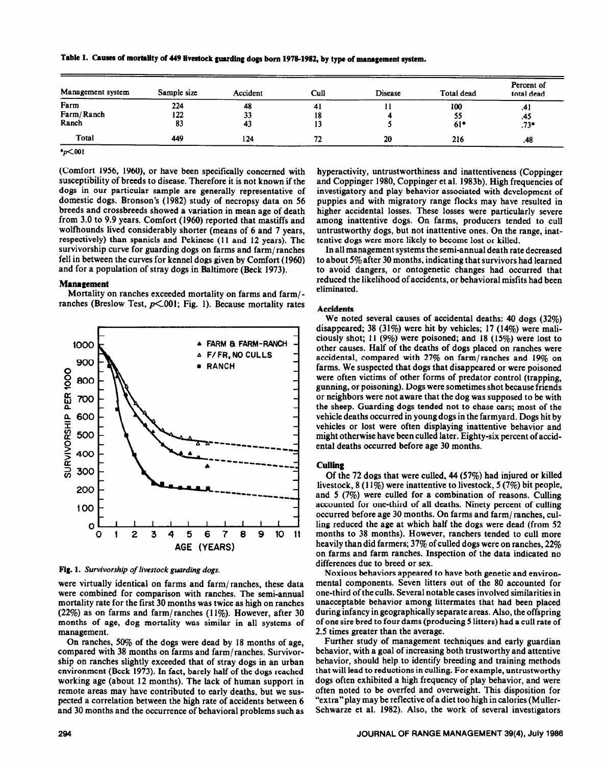**Table 1. Causes of mortality of 449 livestock guarding dogs born 1978-1982, by type of management system.**

| Management system | Sample size | Accident | Cull | Disease | Total dead | Percent of total dead |
|---|---|---|---|---|---|---|
| Farm | 224 | 48 | 41 | 11 | 100 | .41 |
| Farm/Ranch | 122 | 33 | 18 | 4 | 55 | .45 |
| Ranch | 83 | 43 | 13 | 5 | 61* | .73* |
| Total | 449 | 124 | 72 | 20 | 216 | .48 |

*$p<.001$

(Comfort 1956, 1960), or have been specifically concerned with susceptibility of breeds to disease. Therefore it is not known if the dogs in our particular sample are generally representative of domestic dogs. Bronson's (1982) study of necropsy data on 56 breeds and crossbreeds showed a variation in mean age of death from 3.0 to 9.9 years. Comfort (1960) reported that mastiffs and wolfhounds lived considerably shorter (means of 6 and 7 years, respectively) than spaniels and Pekinese (11 and 12 years). The survivorship curve for guarding dogs on farms and farm/ranches fell in between the curves for kennel dogs given by Comfort (1960) and for a population of stray dogs in Baltimore (Beck 1973).

### Management

Mortality on ranches exceeded mortality on farms and farm/-ranches (Breslow Test, $p<.001$; Fig. 1). Because mortality rates were virtually identical on farms and farm/ranches, these data were combined for comparison with ranches. The semi-annual mortality rate for the first 30 months was twice as high on ranches (22%) as on farms and farm/ranches (11%). However, after 30 months of age, dog mortality was similar in all systems of management.

*Fig. 1. Survivorship of livestock guarding dogs.*

On ranches, 50% of the dogs were dead by 18 months of age, compared with 38 months on farms and farm/ranches. Survivorship on ranches slightly exceeded that of stray dogs in an urban environment (Beck 1973). In fact, barely half of the dogs reached working age (about 12 months). The lack of human support in remote areas may have contributed to early deaths, but we suspected a correlation between the high rate of accidents between 6 and 30 months and the occurrence of behavioral problems such as hyperactivity, untrustworthiness and inattentiveness (Coppinger and Coppinger 1980, Coppinger et al. 1983b). High frequencies of investigatory and play behavior associated with development of puppies and with migratory range flocks may have resulted in higher accidental losses. These losses were particularly severe among inattentive dogs. On farms, producers tended to cull untrustworthy dogs, but not inattentive ones. On the range, inattentive dogs were more likely to become lost or killed.

In all management systems the semi-annual death rate decreased to about 5% after 30 months, indicating that survivors had learned to avoid dangers, or ontogenetic changes had occurred that reduced the likelihood of accidents, or behavioral misfits had been eliminated.

### Accidents

We noted several causes of accidental deaths: 40 dogs (32%) disappeared; 38 (31%) were hit by vehicles; 17 (14%) were maliciously shot; 11 (9%) were poisoned; and 18 (15%) were lost to other causes. Half of the deaths of dogs placed on ranches were accidental, compared with 27% on farm/ranches and 19% on farms. We suspected that dogs that disappeared or were poisoned were often victims of other forms of predator control (trapping, gunning, or poisoning). Dogs were sometimes shot because friends or neighbors were not aware that the dog was supposed to be with the sheep. Guarding dogs tended not to chase cars; most of the vehicle deaths occurred in young dogs in the farmyard. Dogs hit by vehicles or lost were often displaying inattentive behavior and might otherwise have been culled later. Eighty-six percent of accidental deaths occurred before age 30 months.

### Culling

Of the 72 dogs that were culled, 44 (57%) had injured or killed livestock, 8 (11%) were inattentive to livestock, 5 (7%) bit people, and 5 (7%) were culled for a combination of reasons. Culling accounted for one-third of all deaths. Ninety percent of culling occurred before age 30 months. On farms and farm/ranches, culling reduced the age at which half the dogs were dead (from 52 months to 38 months). However, ranchers tended to cull more heavily than did farmers; 37% of culled dogs were on ranches, 22% on farms and farm ranches. Inspection of the data indicated no differences due to breed or sex.

Noxious behaviors appeared to have both genetic and environmental components. Seven litters out of the 80 accounted for one-third of the culls. Several notable cases involved similarities in unacceptable behavior among littermates that had been placed during infancy in geographically separate areas. Also, the offspring of one sire bred to four dams (producing 5 litters) had a cull rate of 2.5 times greater than the average.

Further study of management techniques and early guardian behavior, with a goal of increasing both trustworthy and attentive behavior, should help to identify breeding and training methods that will lead to reductions in culling. For example, untrustworthy dogs often exhibited a high frequency of play behavior, and were often noted to be overfed and overweight. This disposition for "extra" play may be reflective of a diet too high in calories (Muller-Schwarze et al. 1982). Also, the work of several investigators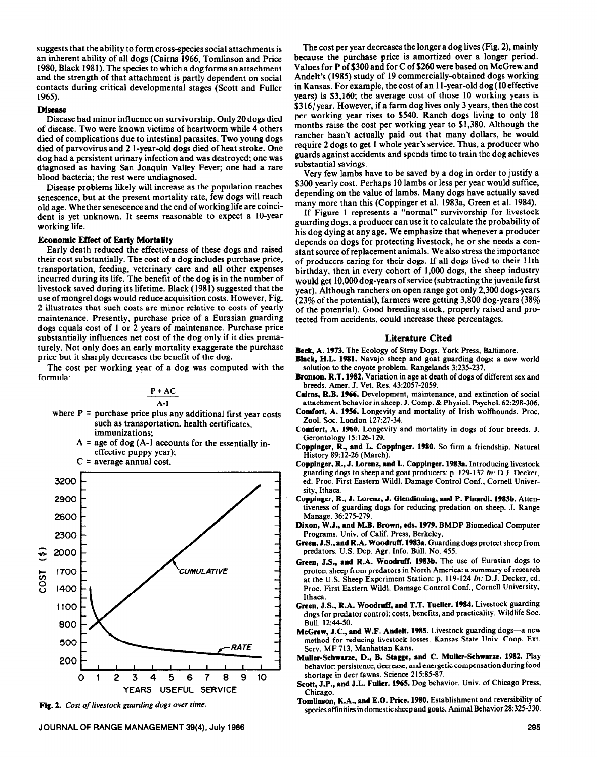suggests that the ability to form cross-species social attachments is an inherent ability of all dogs (Cairns 1966, Tomlinson and Price 1980, Black 1981). The species to which a dog forms an attachment and the strength of that attachment is partly dependent on social contacts during critical developmental stages (Scott and Fuller 1965).

### Disease

Disease had minor influence on survivorship. Only 20 dogs died of disease. Two were known victims of heartworm while 4 others died of complications due to intestinal parasites. Two young dogs died of parvovirus and 2 1-year-old dogs died of heat stroke. One dog had a persistent urinary infection and was destroyed; one was diagnosed as having San Joaquin Valley Fever; one had a rare blood bacteria; the rest were undiagnosed.

Disease problems likely will increase as the population reaches senescence, but at the present mortality rate, few dogs will reach old age. Whether senescence and the end of working life are coincident is yet unknown. It seems reasonable to expect a 10-year working life.

### Economic Effect of Early Mortality

Early death reduced the effectiveness of these dogs and raised their cost substantially. The cost of a dog includes purchase price, transportation, feeding, veterinary care and all other expenses incurred during its life. The benefit of the dog is in the number of livestock saved during its lifetime. Black (1981) suggested that the use of mongrel dogs would reduce acquisition costs. However, Fig. 2 illustrates that such costs are minor relative to costs of yearly maintenance. Presently, purchase price of a Eurasian guarding dogs equals cost of 1 or 2 years of maintenance. Purchase price substantially influences net cost of the dog only if it dies prematurely. Not only does an early mortality exaggerate the purchase price but it sharply decreases the benefit of the dog.

The cost per working year of a dog was computed with the formula:

$$\frac{P + AC}{A - 1}$$

where P = purchase price plus any additional first year costs such as transportation, health certificates, immunizations;

A = age of dog (A-1 accounts for the essentially ineffective puppy year);

C = average annual cost.

COST ($)
3200
2900
2600
2300
2000
1700
1400
1100
800
500
200
CUMULATIVE
RATE
0 1 2 3 4 5 6 7 8 9 10
YEARS USEFUL SERVICE

**Fig. 2.** *Cost of livestock guarding dogs over time.*

The cost per year decreases the longer a dog lives (Fig. 2), mainly because the purchase price is amortized over a longer period. Values for P of $300 and for C of $260 were based on McGrew and Andelt's (1985) study of 19 commercially-obtained dogs working in Kansas. For example, the cost of an 11-year-old dog (10 effective years) is $3,160; the average cost of those 10 working years is $316/year. However, if a farm dog lives only 3 years, then the cost per working year rises to $540. Ranch dogs living to only 18 months raise the cost per working year to $1,380. Although the rancher hasn't actually paid out that many dollars, he would require 2 dogs to get 1 whole year's service. Thus, a producer who guards against accidents and spends time to train the dog achieves substantial savings.

Very few lambs have to be saved by a dog in order to justify a $300 yearly cost. Perhaps 10 lambs or less per year would suffice, depending on the value of lambs. Many dogs have actually saved many more than this (Coppinger et al. 1983a, Green et al. 1984).

If Figure 1 represents a "normal" survivorship for livestock guarding dogs, a producer can use it to calculate the probability of his dog dying at any age. We emphasize that whenever a producer depends on dogs for protecting livestock, he or she needs a constant source of replacement animals. We also stress the importance of producers caring for their dogs. If all dogs lived to their 11th birthday, then in every cohort of 1,000 dogs, the sheep industry would get 10,000 dog-years of service (subtracting the juvenile first year). Although ranchers on open range got only 2,300 dogs-years (23% of the potential), farmers were getting 3,800 dog-years (38% of the potential). Good breeding stock, properly raised and protected from accidents, could increase these percentages.

## Literature Cited

**Beck, A. 1973.** The Ecology of Stray Dogs. York Press, Baltimore.

**Black, H.L. 1981.** Navajo sheep and goat guarding dogs: a new world solution to the coyote problem. Rangelands 3:235-237.

**Bronson, R.T. 1982.** Variation in age at death of dogs of different sex and breeds. Amer. J. Vet. Res. 43:2057-2059.

**Cairns, R.B. 1966.** Development, maintenance, and extinction of social attachment behavior in sheep. J. Comp. & Physiol. Psychol. 62:298-306.

**Comfort, A. 1956.** Longevity and mortality of Irish wolfhounds. Proc. Zool. Soc. London 127:27-34.

**Comfort, A. 1960.** Longevity and mortality in dogs of four breeds. J. Gerontology 15:126-129.

**Coppinger, R., and L. Coppinger. 1980.** So firm a friendship. Natural History 89:12-26 (March).

**Coppinger, R., J. Lorenz, and L. Coppinger. 1983a.** Introducing livestock guarding dogs to sheep and goat producers: p. 129-132 *In:* D.J. Decker, ed. Proc. First Eastern Wildl. Damage Control Conf., Cornell University, Ithaca.

**Coppinger, R., J. Lorenz, J. Glendinning, and P. Pinardi. 1983b.** Attentiveness of guarding dogs for reducing predation on sheep. J. Range Manage. 36:275-279.

**Dixon, W.J., and M.B. Brown, eds. 1979.** BMDP Biomedical Computer Programs. Univ. of Calif. Press, Berkeley.

**Green, J.S., and R.A. Woodruff. 1983a.** Guarding dogs protect sheep from predators. U.S. Dep. Agr. Info. Bull. No. 455.

**Green, J.S., and R.A. Woodruff. 1983b.** The use of Eurasian dogs to protect sheep from predators in North America: a summary of research at the U.S. Sheep Experiment Station: p. 119-124 *In:* D.J. Decker, ed. Proc. First Eastern Wildl. Damage Control Conf., Cornell University, Ithaca.

**Green, J.S., R.A. Woodruff, and T.T. Tueller. 1984.** Livestock guarding dogs for predator control: costs, benefits, and practicality. Wildlife Soc. Bull. 12:44-50.

**McGrew, J.C., and W.F. Andelt. 1985.** Livestock guarding dogs—a new method for reducing livestock losses. Kansas State Univ. Coop. Ext. Serv. MF 713, Manhattan Kans.

**Muller-Schwarze, D., B. Stagge, and C. Muller-Schwarze. 1982.** Play behavior: persistence, decrease, and energetic compensation during food shortage in deer fawns. Science 215:85-87.

**Scott, J.P., and J.L. Fuller. 1965.** Dog behavior. Univ. of Chicago Press, Chicago.

**Tomlinson, K.A., and E.O. Price. 1980.** Establishment and reversibility of species affinities in domestic sheep and goats. Animal Behavior 28:325-330.